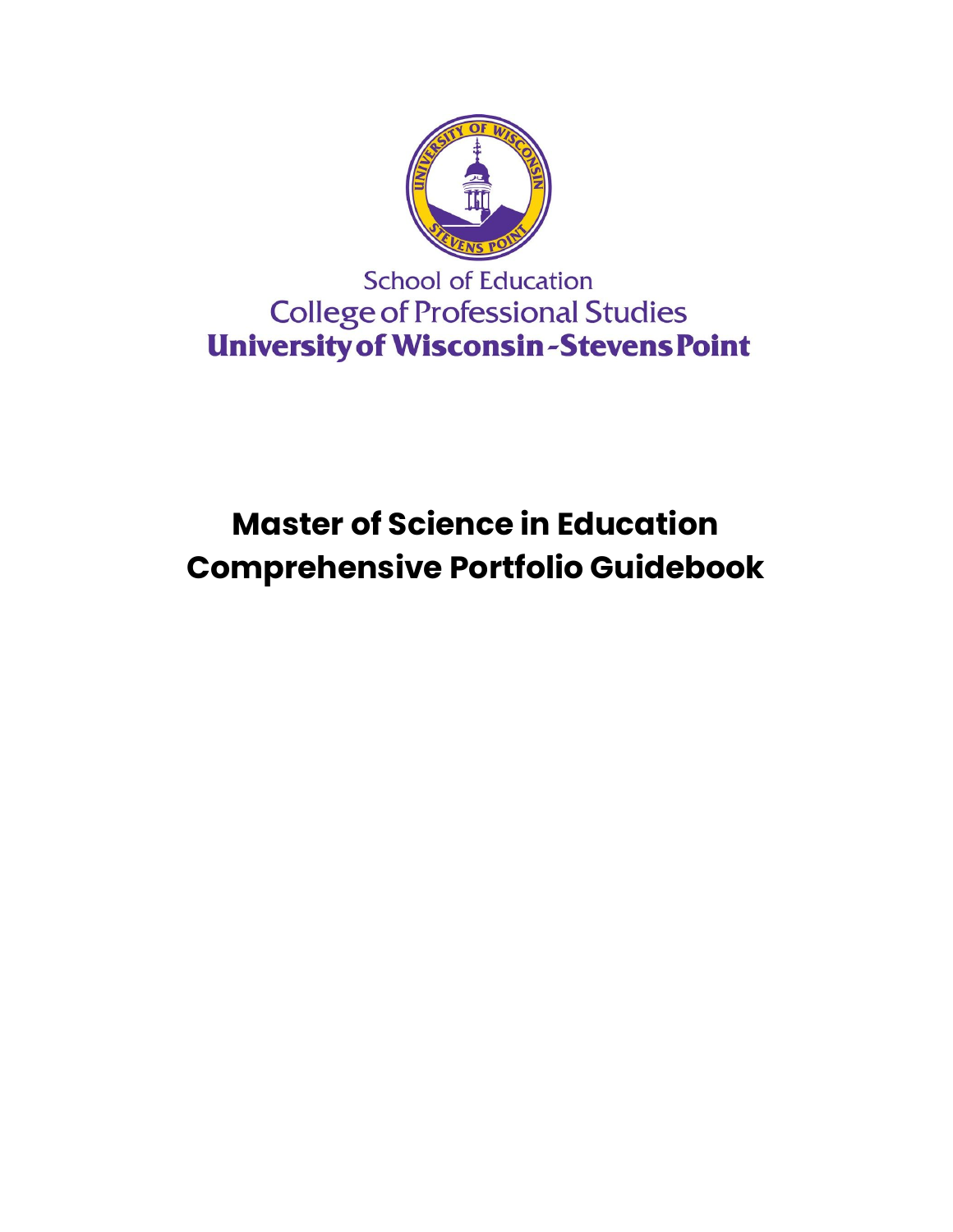School of Education

College of Professional Studies

**University of Wisconsin-Stevens Point**

# Master of Science in Education Comprehensive Portfolio Guidebook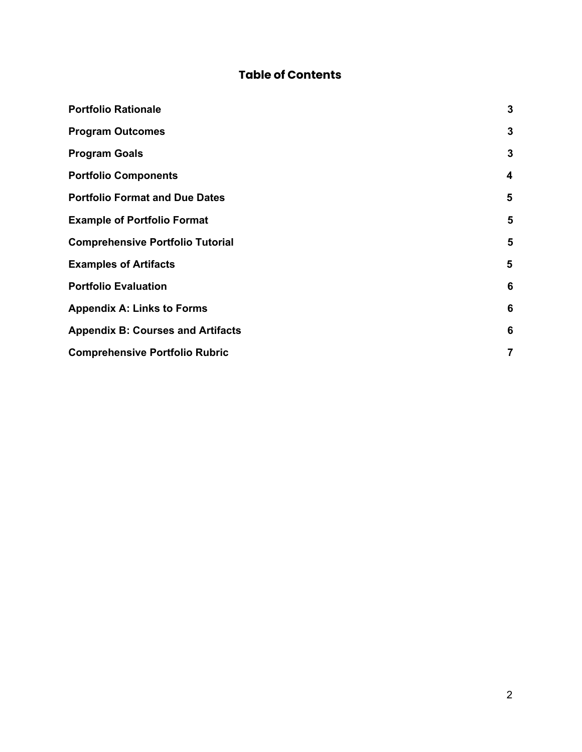## Table of Contents

| | |
|---|---|
| **Portfolio Rationale** | **3** |
| **Program Outcomes** | **3** |
| **Program Goals** | **3** |
| **Portfolio Components** | **4** |
| **Portfolio Format and Due Dates** | **5** |
| **Example of Portfolio Format** | **5** |
| **Comprehensive Portfolio Tutorial** | **5** |
| **Examples of Artifacts** | **5** |
| **Portfolio Evaluation** | **6** |
| **Appendix A: Links to Forms** | **6** |
| **Appendix B: Courses and Artifacts** | **6** |
| **Comprehensive Portfolio Rubric** | **7** |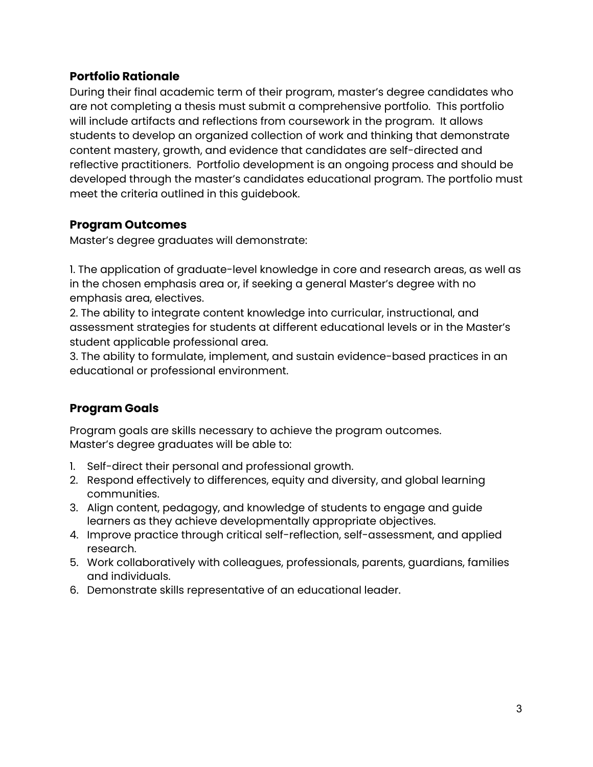## Portfolio Rationale

During their final academic term of their program, master's degree candidates who are not completing a thesis must submit a comprehensive portfolio. This portfolio will include artifacts and reflections from coursework in the program. It allows students to develop an organized collection of work and thinking that demonstrate content mastery, growth, and evidence that candidates are self-directed and reflective practitioners. Portfolio development is an ongoing process and should be developed through the master's candidates educational program. The portfolio must meet the criteria outlined in this guidebook.

## Program Outcomes

Master's degree graduates will demonstrate:

1. The application of graduate-level knowledge in core and research areas, as well as in the chosen emphasis area or, if seeking a general Master's degree with no emphasis area, electives.
2. The ability to integrate content knowledge into curricular, instructional, and assessment strategies for students at different educational levels or in the Master's student applicable professional area.
3. The ability to formulate, implement, and sustain evidence-based practices in an educational or professional environment.

## Program Goals

Program goals are skills necessary to achieve the program outcomes.
Master's degree graduates will be able to:

1. Self-direct their personal and professional growth.
2. Respond effectively to differences, equity and diversity, and global learning communities.
3. Align content, pedagogy, and knowledge of students to engage and guide learners as they achieve developmentally appropriate objectives.
4. Improve practice through critical self-reflection, self-assessment, and applied research.
5. Work collaboratively with colleagues, professionals, parents, guardians, families and individuals.
6. Demonstrate skills representative of an educational leader.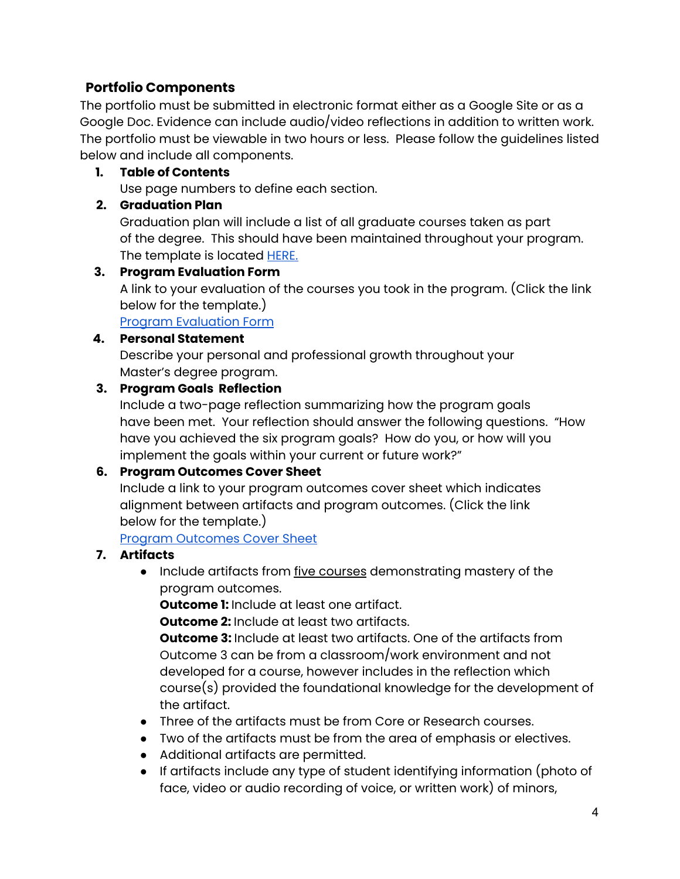**Portfolio Components**

The portfolio must be submitted in electronic format either as a Google Site or as a Google Doc. Evidence can include audio/video reflections in addition to written work. The portfolio must be viewable in two hours or less. Please follow the guidelines listed below and include all components.

1. **Table of Contents**
   Use page numbers to define each section.
2. **Graduation Plan**
   Graduation plan will include a list of all graduate courses taken as part of the degree. This should have been maintained throughout your program. The template is located HERE.
3. **Program Evaluation Form**
   A link to your evaluation of the courses you took in the program. (Click the link below for the template.)
   Program Evaluation Form
4. **Personal Statement**
   Describe your personal and professional growth throughout your Master's degree program.
3. **Program Goals Reflection**
   Include a two-page reflection summarizing how the program goals have been met. Your reflection should answer the following questions. "How have you achieved the six program goals? How do you, or how will you implement the goals within your current or future work?"
6. **Program Outcomes Cover Sheet**
   Include a link to your program outcomes cover sheet which indicates alignment between artifacts and program outcomes. (Click the link below for the template.)
   Program Outcomes Cover Sheet
7. **Artifacts**
   - Include artifacts from <u>five courses</u> demonstrating mastery of the program outcomes.
     **Outcome 1:** Include at least one artifact.
     **Outcome 2:** Include at least two artifacts.
     **Outcome 3:** Include at least two artifacts. One of the artifacts from Outcome 3 can be from a classroom/work environment and not developed for a course, however includes in the reflection which course(s) provided the foundational knowledge for the development of the artifact.
   - Three of the artifacts must be from Core or Research courses.
   - Two of the artifacts must be from the area of emphasis or electives.
   - Additional artifacts are permitted.
   - If artifacts include any type of student identifying information (photo of face, video or audio recording of voice, or written work) of minors,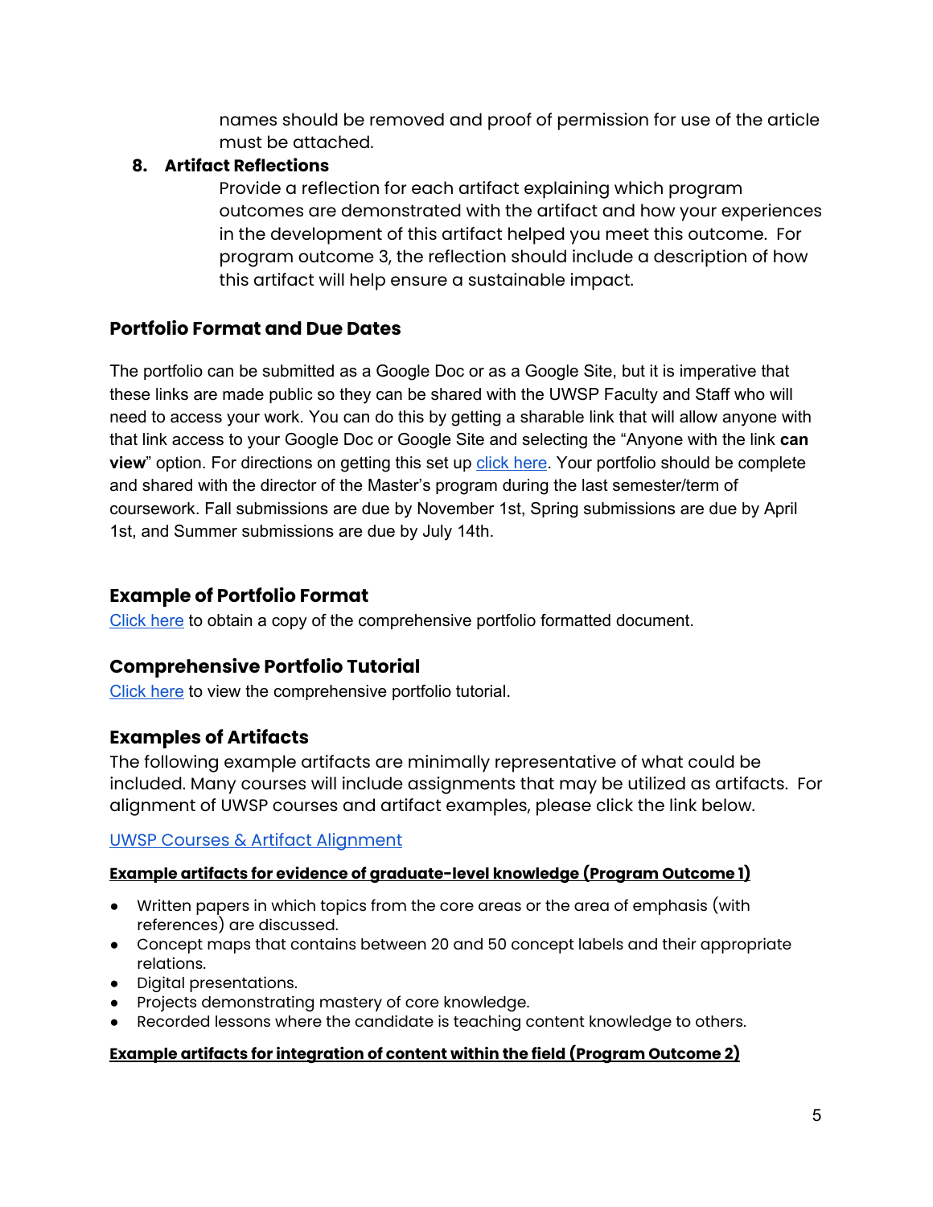names should be removed and proof of permission for use of the article must be attached.

8. **Artifact Reflections**

   Provide a reflection for each artifact explaining which program outcomes are demonstrated with the artifact and how your experiences in the development of this artifact helped you meet this outcome. For program outcome 3, the reflection should include a description of how this artifact will help ensure a sustainable impact.

### Portfolio Format and Due Dates

The portfolio can be submitted as a Google Doc or as a Google Site, but it is imperative that these links are made public so they can be shared with the UWSP Faculty and Staff who will need to access your work. You can do this by getting a sharable link that will allow anyone with that link access to your Google Doc or Google Site and selecting the "Anyone with the link **can view**" option. For directions on getting this set up click here. Your portfolio should be complete and shared with the director of the Master's program during the last semester/term of coursework. Fall submissions are due by November 1st, Spring submissions are due by April 1st, and Summer submissions are due by July 14th.

### Example of Portfolio Format

Click here to obtain a copy of the comprehensive portfolio formatted document.

### Comprehensive Portfolio Tutorial

Click here to view the comprehensive portfolio tutorial.

### Examples of Artifacts

The following example artifacts are minimally representative of what could be included. Many courses will include assignments that may be utilized as artifacts. For alignment of UWSP courses and artifact examples, please click the link below.

UWSP Courses & Artifact Alignment

**Example artifacts for evidence of graduate-level knowledge (Program Outcome 1)**

- Written papers in which topics from the core areas or the area of emphasis (with references) are discussed.
- Concept maps that contains between 20 and 50 concept labels and their appropriate relations.
- Digital presentations.
- Projects demonstrating mastery of core knowledge.
- Recorded lessons where the candidate is teaching content knowledge to others.

**Example artifacts for integration of content within the field (Program Outcome 2)**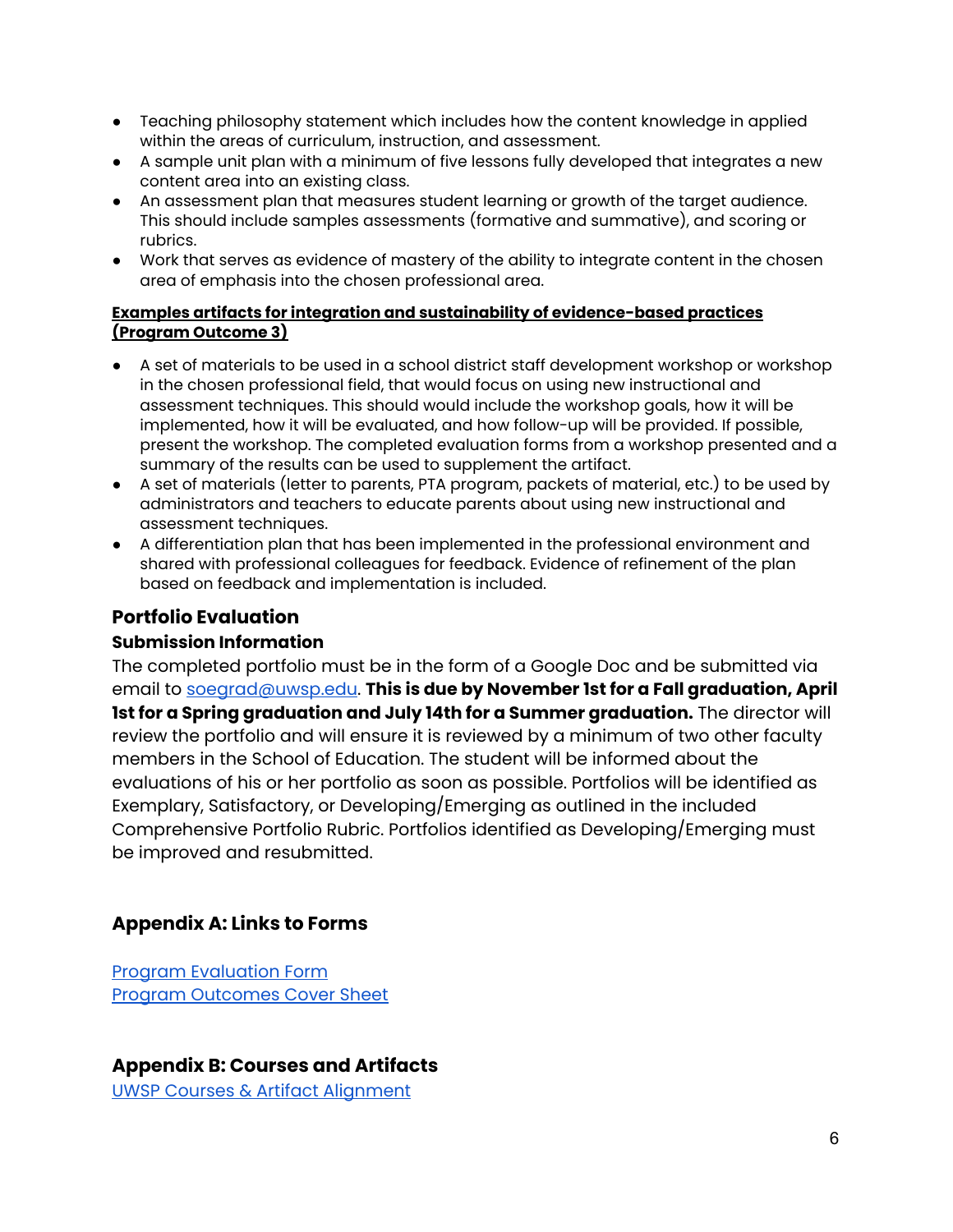- Teaching philosophy statement which includes how the content knowledge in applied within the areas of curriculum, instruction, and assessment.
- A sample unit plan with a minimum of five lessons fully developed that integrates a new content area into an existing class.
- An assessment plan that measures student learning or growth of the target audience. This should include samples assessments (formative and summative), and scoring or rubrics.
- Work that serves as evidence of mastery of the ability to integrate content in the chosen area of emphasis into the chosen professional area.

**Examples artifacts for integration and sustainability of evidence-based practices (Program Outcome 3)**

- A set of materials to be used in a school district staff development workshop or workshop in the chosen professional field, that would focus on using new instructional and assessment techniques. This should would include the workshop goals, how it will be implemented, how it will be evaluated, and how follow-up will be provided. If possible, present the workshop. The completed evaluation forms from a workshop presented and a summary of the results can be used to supplement the artifact.
- A set of materials (letter to parents, PTA program, packets of material, etc.) to be used by administrators and teachers to educate parents about using new instructional and assessment techniques.
- A differentiation plan that has been implemented in the professional environment and shared with professional colleagues for feedback. Evidence of refinement of the plan based on feedback and implementation is included.

## Portfolio Evaluation

### Submission Information

The completed portfolio must be in the form of a Google Doc and be submitted via email to soegrad@uwsp.edu. **This is due by November 1st for a Fall graduation, April 1st for a Spring graduation and July 14th for a Summer graduation.** The director will review the portfolio and will ensure it is reviewed by a minimum of two other faculty members in the School of Education. The student will be informed about the evaluations of his or her portfolio as soon as possible. Portfolios will be identified as Exemplary, Satisfactory, or Developing/Emerging as outlined in the included Comprehensive Portfolio Rubric. Portfolios identified as Developing/Emerging must be improved and resubmitted.

## Appendix A: Links to Forms

Program Evaluation Form
Program Outcomes Cover Sheet

## Appendix B: Courses and Artifacts

UWSP Courses & Artifact Alignment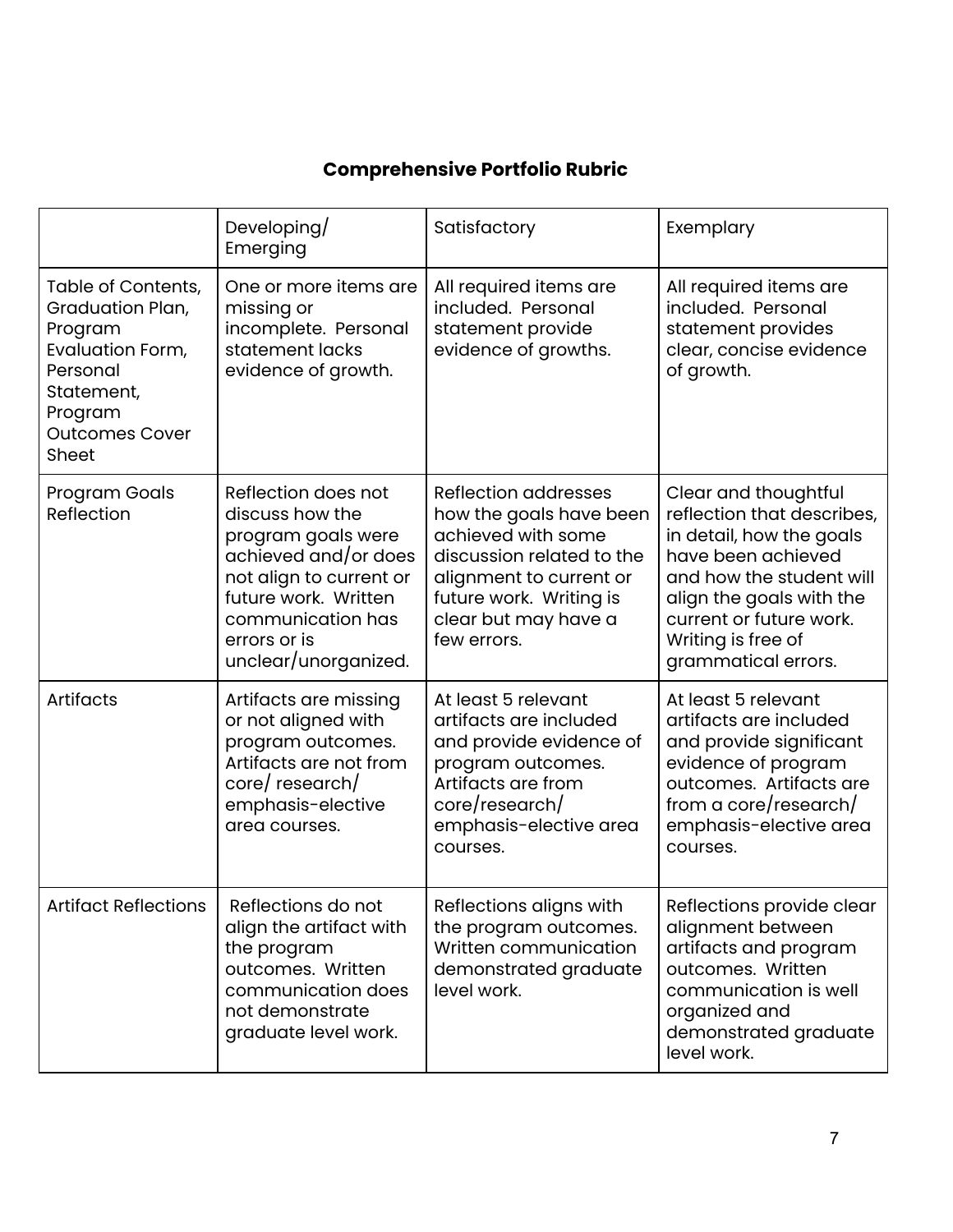**Comprehensive Portfolio Rubric**

| | Developing/ Emerging | Satisfactory | Exemplary |
|---|---|---|---|
| Table of Contents, Graduation Plan, Program Evaluation Form, Personal Statement, Program Outcomes Cover Sheet | One or more items are missing or incomplete. Personal statement lacks evidence of growth. | All required items are included. Personal statement provide evidence of growths. | All required items are included. Personal statement provides clear, concise evidence of growth. |
| Program Goals Reflection | Reflection does not discuss how the program goals were achieved and/or does not align to current or future work. Written communication has errors or is unclear/unorganized. | Reflection addresses how the goals have been achieved with some discussion related to the alignment to current or future work. Writing is clear but may have a few errors. | Clear and thoughtful reflection that describes, in detail, how the goals have been achieved and how the student will align the goals with the current or future work. Writing is free of grammatical errors. |
| Artifacts | Artifacts are missing or not aligned with program outcomes. Artifacts are not from core/ research/ emphasis-elective area courses. | At least 5 relevant artifacts are included and provide evidence of program outcomes. Artifacts are from core/research/ emphasis-elective area courses. | At least 5 relevant artifacts are included and provide significant evidence of program outcomes. Artifacts are from a core/research/ emphasis-elective area courses. |
| Artifact Reflections | Reflections do not align the artifact with the program outcomes. Written communication does not demonstrate graduate level work. | Reflections aligns with the program outcomes. Written communication demonstrated graduate level work. | Reflections provide clear alignment between artifacts and program outcomes. Written communication is well organized and demonstrated graduate level work. |